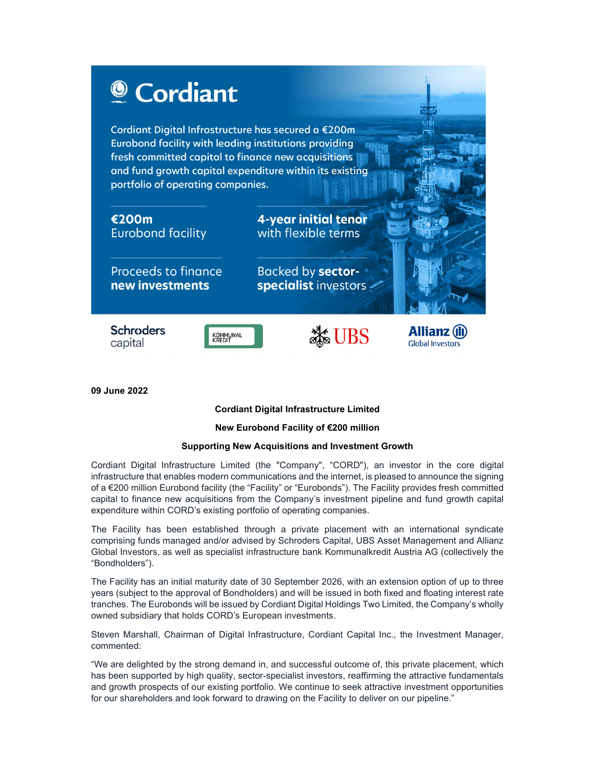Cordiant

Cordiant Digital Infrastructure has secured a €200m Eurobond facility with leading institutions providing fresh committed capital to finance new acquisitions and fund growth capital expenditure within its existing portfolio of operating companies.

**€200m**
Eurobond facility

**4-year initial tenor**
with flexible terms

Proceeds to finance
**new investments**

Backed by **sector-specialist** investors

Schroders capital | KOMMUNAL KREDIT | UBS | Allianz Global Investors

**09 June 2022**

**Cordiant Digital Infrastructure Limited**

**New Eurobond Facility of €200 million**

**Supporting New Acquisitions and Investment Growth**

Cordiant Digital Infrastructure Limited (the "Company", "CORD"), an investor in the core digital infrastructure that enables modern communications and the internet, is pleased to announce the signing of a €200 million Eurobond facility (the "Facility" or "Eurobonds"). The Facility provides fresh committed capital to finance new acquisitions from the Company's investment pipeline and fund growth capital expenditure within CORD's existing portfolio of operating companies.

The Facility has been established through a private placement with an international syndicate comprising funds managed and/or advised by Schroders Capital, UBS Asset Management and Allianz Global Investors, as well as specialist infrastructure bank Kommunalkredit Austria AG (collectively the "Bondholders").

The Facility has an initial maturity date of 30 September 2026, with an extension option of up to three years (subject to the approval of Bondholders) and will be issued in both fixed and floating interest rate tranches. The Eurobonds will be issued by Cordiant Digital Holdings Two Limited, the Company's wholly owned subsidiary that holds CORD's European investments.

Steven Marshall, Chairman of Digital Infrastructure, Cordiant Capital Inc., the Investment Manager, commented:

"We are delighted by the strong demand in, and successful outcome of, this private placement, which has been supported by high quality, sector-specialist investors, reaffirming the attractive fundamentals and growth prospects of our existing portfolio. We continue to seek attractive investment opportunities for our shareholders and look forward to drawing on the Facility to deliver on our pipeline."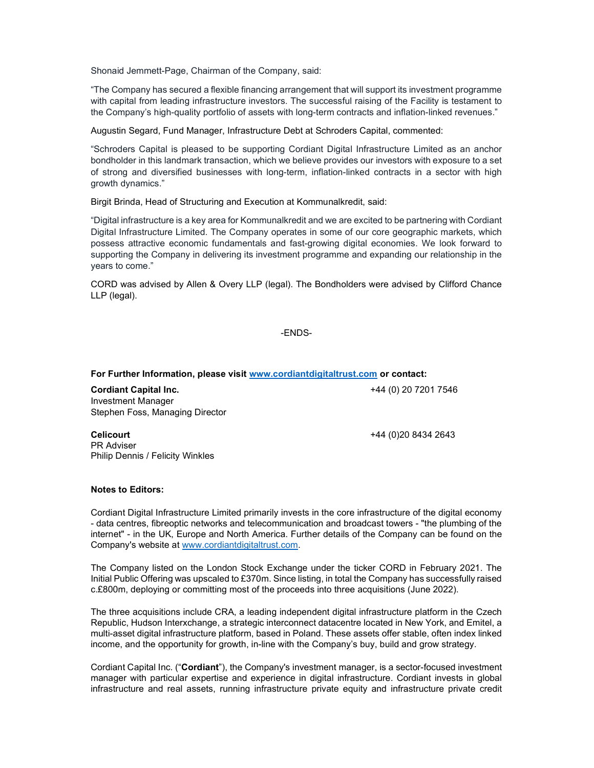Shonaid Jemmett-Page, Chairman of the Company, said:

"The Company has secured a flexible financing arrangement that will support its investment programme with capital from leading infrastructure investors. The successful raising of the Facility is testament to the Company's high-quality portfolio of assets with long-term contracts and inflation-linked revenues."

Augustin Segard, Fund Manager, Infrastructure Debt at Schroders Capital, commented:

"Schroders Capital is pleased to be supporting Cordiant Digital Infrastructure Limited as an anchor bondholder in this landmark transaction, which we believe provides our investors with exposure to a set of strong and diversified businesses with long-term, inflation-linked contracts in a sector with high growth dynamics."

Birgit Brinda, Head of Structuring and Execution at Kommunalkredit, said:

"Digital infrastructure is a key area for Kommunalkredit and we are excited to be partnering with Cordiant Digital Infrastructure Limited. The Company operates in some of our core geographic markets, which possess attractive economic fundamentals and fast-growing digital economies. We look forward to supporting the Company in delivering its investment programme and expanding our relationship in the years to come."

CORD was advised by Allen & Overy LLP (legal). The Bondholders were advised by Clifford Chance LLP (legal).

-ENDS-

**For Further Information, please visit [www.cordiantdigitaltrust.com](www.cordiantdigitaltrust.com) or contact:**

**Cordiant Capital Inc.** — +44 (0) 20 7201 7546
Investment Manager
Stephen Foss, Managing Director

**Celicourt** — +44 (0)20 8434 2643
PR Adviser
Philip Dennis / Felicity Winkles

**Notes to Editors:**

Cordiant Digital Infrastructure Limited primarily invests in the core infrastructure of the digital economy - data centres, fibreoptic networks and telecommunication and broadcast towers - "the plumbing of the internet" - in the UK, Europe and North America. Further details of the Company can be found on the Company's website at [www.cordiantdigitaltrust.com](www.cordiantdigitaltrust.com).

The Company listed on the London Stock Exchange under the ticker CORD in February 2021. The Initial Public Offering was upscaled to £370m. Since listing, in total the Company has successfully raised c.£800m, deploying or committing most of the proceeds into three acquisitions (June 2022).

The three acquisitions include CRA, a leading independent digital infrastructure platform in the Czech Republic, Hudson Interxchange, a strategic interconnect datacentre located in New York, and Emitel, a multi-asset digital infrastructure platform, based in Poland. These assets offer stable, often index linked income, and the opportunity for growth, in-line with the Company's buy, build and grow strategy.

Cordiant Capital Inc. ("**Cordiant**"), the Company's investment manager, is a sector-focused investment manager with particular expertise and experience in digital infrastructure. Cordiant invests in global infrastructure and real assets, running infrastructure private equity and infrastructure private credit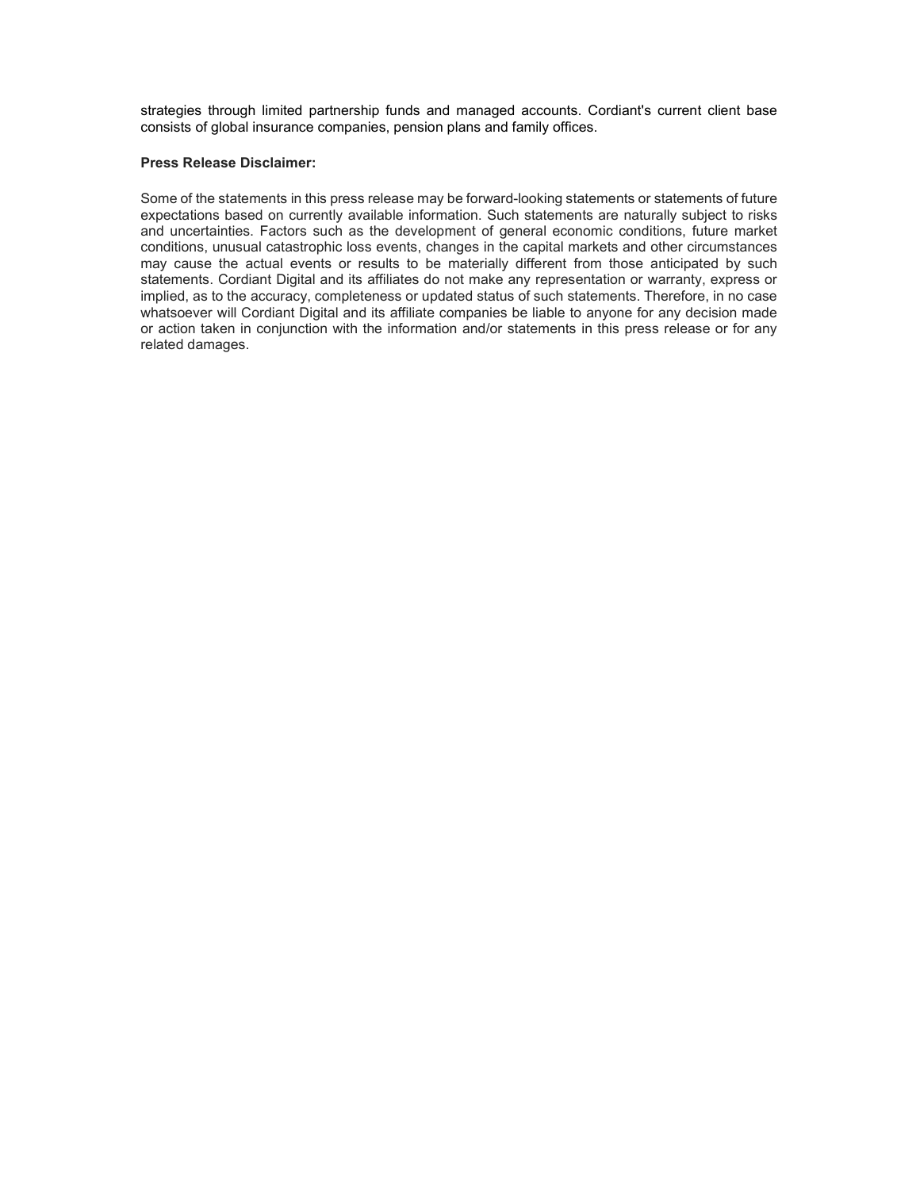strategies through limited partnership funds and managed accounts. Cordiant's current client base consists of global insurance companies, pension plans and family offices.

**Press Release Disclaimer:**

Some of the statements in this press release may be forward-looking statements or statements of future expectations based on currently available information. Such statements are naturally subject to risks and uncertainties. Factors such as the development of general economic conditions, future market conditions, unusual catastrophic loss events, changes in the capital markets and other circumstances may cause the actual events or results to be materially different from those anticipated by such statements. Cordiant Digital and its affiliates do not make any representation or warranty, express or implied, as to the accuracy, completeness or updated status of such statements. Therefore, in no case whatsoever will Cordiant Digital and its affiliate companies be liable to anyone for any decision made or action taken in conjunction with the information and/or statements in this press release or for any related damages.